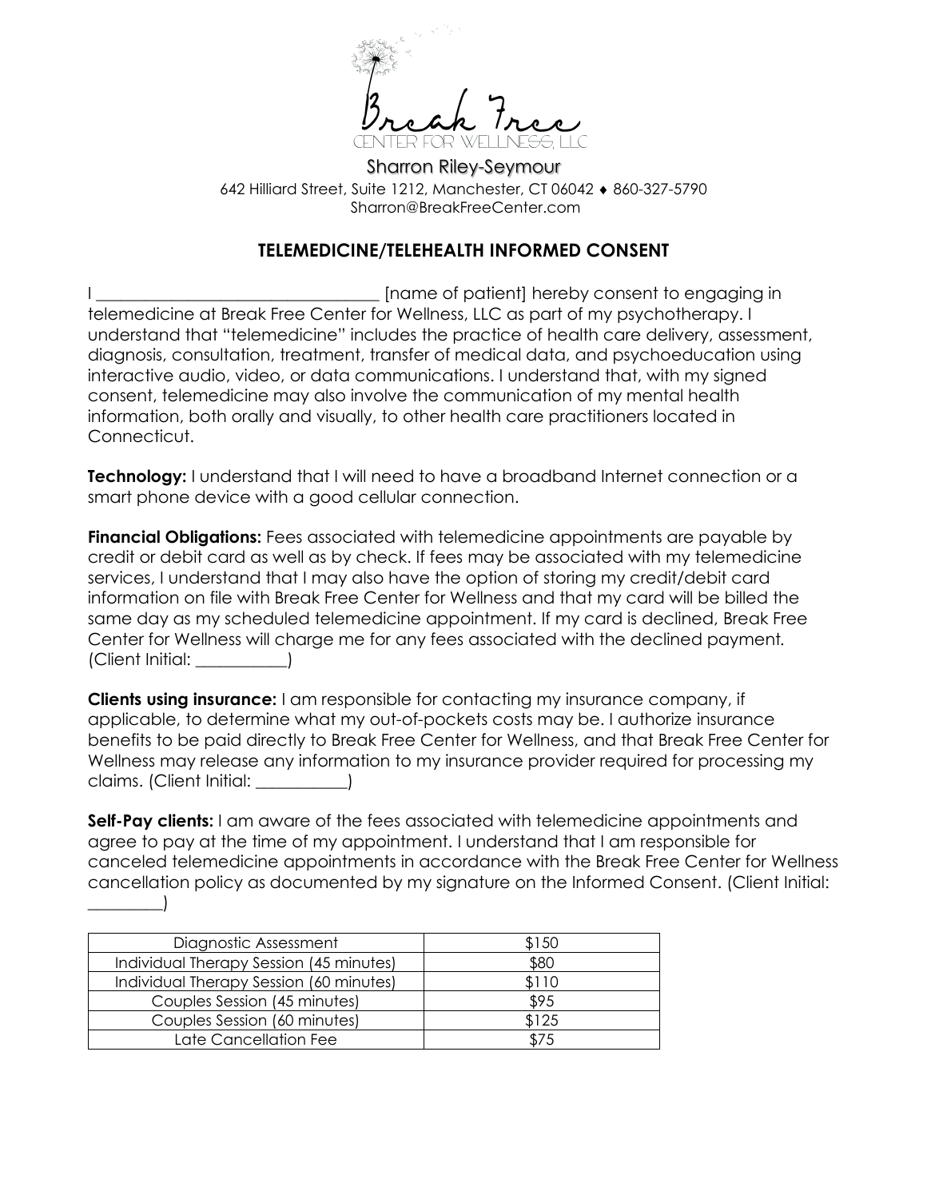Break Free

CENTER FOR WELLNESS, LLC

Sharron Riley-Seymour

642 Hilliard Street, Suite 1212, Manchester, CT 06042 ♦ 860-327-5790

Sharron@BreakFreeCenter.com

## TELEMEDICINE/TELEHEALTH INFORMED CONSENT

I ________________________________ [name of patient] hereby consent to engaging in telemedicine at Break Free Center for Wellness, LLC as part of my psychotherapy. I understand that "telemedicine" includes the practice of health care delivery, assessment, diagnosis, consultation, treatment, transfer of medical data, and psychoeducation using interactive audio, video, or data communications. I understand that, with my signed consent, telemedicine may also involve the communication of my mental health information, both orally and visually, to other health care practitioners located in Connecticut.

**Technology:** I understand that I will need to have a broadband Internet connection or a smart phone device with a good cellular connection.

**Financial Obligations:** Fees associated with telemedicine appointments are payable by credit or debit card as well as by check. If fees may be associated with my telemedicine services, I understand that I may also have the option of storing my credit/debit card information on file with Break Free Center for Wellness and that my card will be billed the same day as my scheduled telemedicine appointment. If my card is declined, Break Free Center for Wellness will charge me for any fees associated with the declined payment. (Client Initial: __________)

**Clients using insurance:** I am responsible for contacting my insurance company, if applicable, to determine what my out-of-pockets costs may be. I authorize insurance benefits to be paid directly to Break Free Center for Wellness, and that Break Free Center for Wellness may release any information to my insurance provider required for processing my claims. (Client Initial: __________)

**Self-Pay clients:** I am aware of the fees associated with telemedicine appointments and agree to pay at the time of my appointment. I understand that I am responsible for canceled telemedicine appointments in accordance with the Break Free Center for Wellness cancellation policy as documented by my signature on the Informed Consent. (Client Initial: ________)

| Service | Fee |
|---|---|
| Diagnostic Assessment | $150 |
| Individual Therapy Session (45 minutes) | $80 |
| Individual Therapy Session (60 minutes) | $110 |
| Couples Session (45 minutes) | $95 |
| Couples Session (60 minutes) | $125 |
| Late Cancellation Fee | $75 |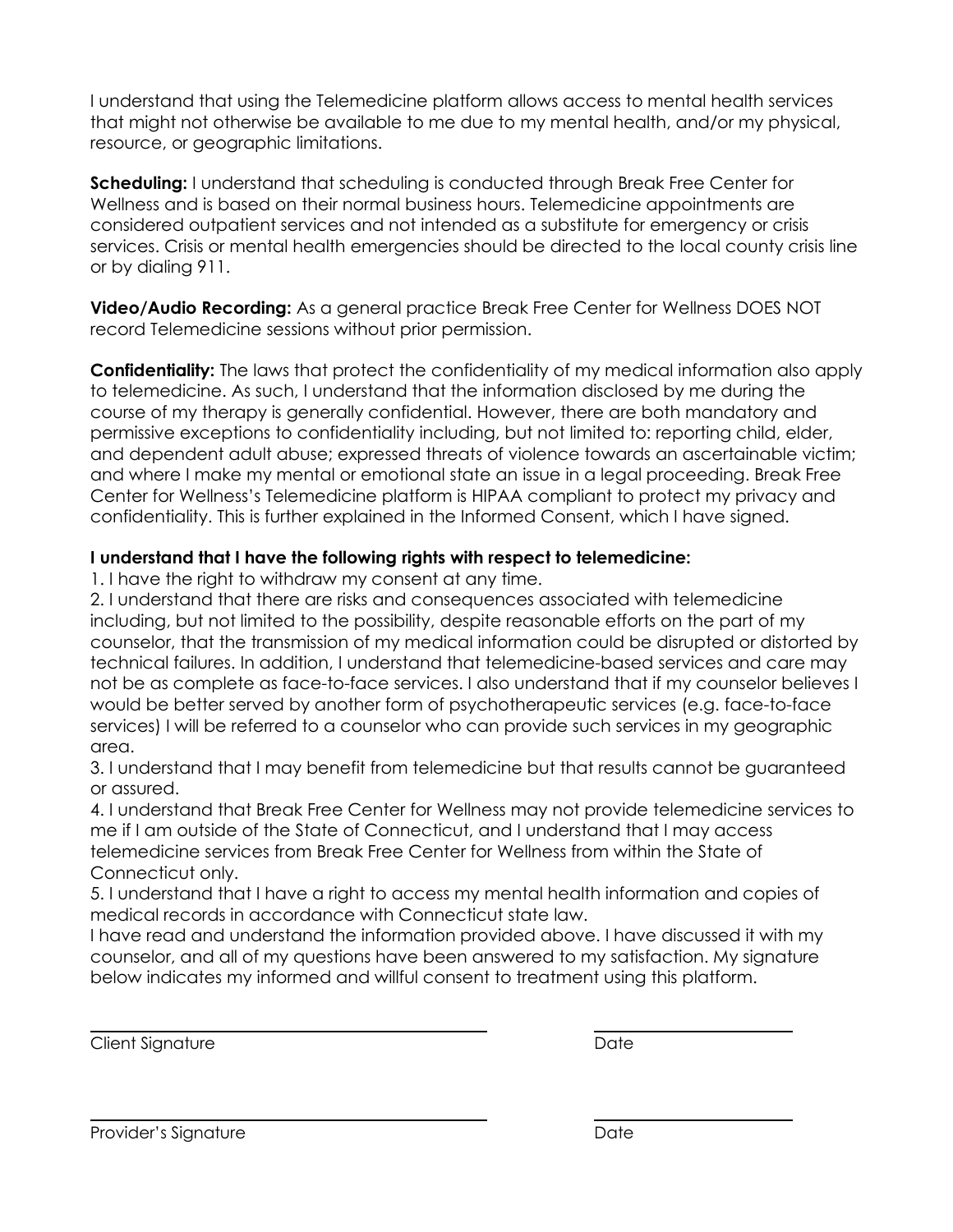I understand that using the Telemedicine platform allows access to mental health services that might not otherwise be available to me due to my mental health, and/or my physical, resource, or geographic limitations.

**Scheduling:** I understand that scheduling is conducted through Break Free Center for Wellness and is based on their normal business hours. Telemedicine appointments are considered outpatient services and not intended as a substitute for emergency or crisis services. Crisis or mental health emergencies should be directed to the local county crisis line or by dialing 911.

**Video/Audio Recording:** As a general practice Break Free Center for Wellness DOES NOT record Telemedicine sessions without prior permission.

**Confidentiality:** The laws that protect the confidentiality of my medical information also apply to telemedicine. As such, I understand that the information disclosed by me during the course of my therapy is generally confidential. However, there are both mandatory and permissive exceptions to confidentiality including, but not limited to: reporting child, elder, and dependent adult abuse; expressed threats of violence towards an ascertainable victim; and where I make my mental or emotional state an issue in a legal proceeding. Break Free Center for Wellness's Telemedicine platform is HIPAA compliant to protect my privacy and confidentiality. This is further explained in the Informed Consent, which I have signed.

**I understand that I have the following rights with respect to telemedicine:**

1. I have the right to withdraw my consent at any time.
2. I understand that there are risks and consequences associated with telemedicine including, but not limited to the possibility, despite reasonable efforts on the part of my counselor, that the transmission of my medical information could be disrupted or distorted by technical failures. In addition, I understand that telemedicine-based services and care may not be as complete as face-to-face services. I also understand that if my counselor believes I would be better served by another form of psychotherapeutic services (e.g. face-to-face services) I will be referred to a counselor who can provide such services in my geographic area.
3. I understand that I may benefit from telemedicine but that results cannot be guaranteed or assured.
4. I understand that Break Free Center for Wellness may not provide telemedicine services to me if I am outside of the State of Connecticut, and I understand that I may access telemedicine services from Break Free Center for Wellness from within the State of Connecticut only.
5. I understand that I have a right to access my mental health information and copies of medical records in accordance with Connecticut state law.

I have read and understand the information provided above. I have discussed it with my counselor, and all of my questions have been answered to my satisfaction. My signature below indicates my informed and willful consent to treatment using this platform.

\_\_\_\_\_\_\_\_\_\_\_\_\_\_\_\_\_\_\_\_\_\_\_\_\_\_\_\_\_\_\_\_\_\_\_\_\_\_\_\_ \_\_\_\_\_\_\_\_\_\_\_\_\_\_\_\_\_\_\_\_

Client Signature Date

\_\_\_\_\_\_\_\_\_\_\_\_\_\_\_\_\_\_\_\_\_\_\_\_\_\_\_\_\_\_\_\_\_\_\_\_\_\_\_\_ \_\_\_\_\_\_\_\_\_\_\_\_\_\_\_\_\_\_\_\_

Provider's Signature Date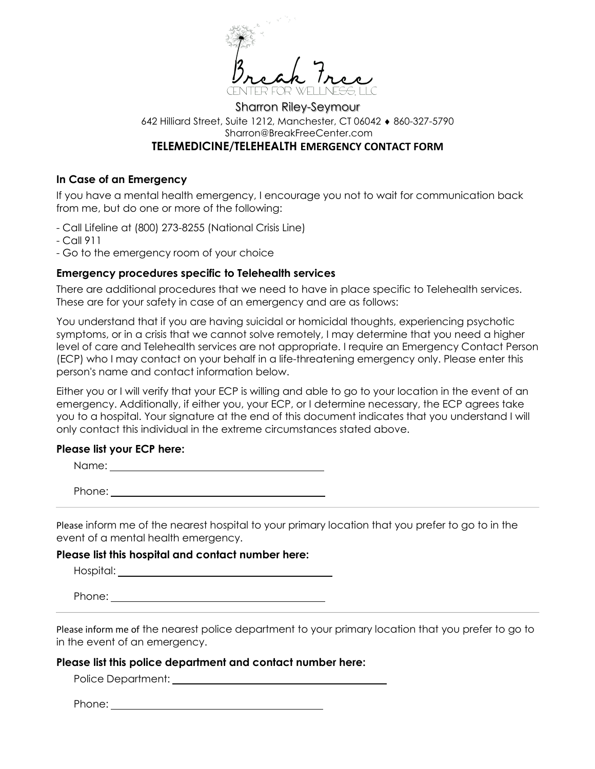Break Free

CENTER FOR WELLNESS, LLC

Sharron Riley-Seymour

642 Hilliard Street, Suite 1212, Manchester, CT 06042 ♦ 860-327-5790

Sharron@BreakFreeCenter.com

## TELEMEDICINE/TELEHEALTH EMERGENCY CONTACT FORM

### In Case of an Emergency

If you have a mental health emergency, I encourage you not to wait for communication back from me, but do one or more of the following:

- Call Lifeline at (800) 273-8255 (National Crisis Line)
- Call 911
- Go to the emergency room of your choice

### Emergency procedures specific to Telehealth services

There are additional procedures that we need to have in place specific to Telehealth services. These are for your safety in case of an emergency and are as follows:

You understand that if you are having suicidal or homicidal thoughts, experiencing psychotic symptoms, or in a crisis that we cannot solve remotely, I may determine that you need a higher level of care and Telehealth services are not appropriate. I require an Emergency Contact Person (ECP) who I may contact on your behalf in a life-threatening emergency only. Please enter this person's name and contact information below.

Either you or I will verify that your ECP is willing and able to go to your location in the event of an emergency. Additionally, if either you, your ECP, or I determine necessary, the ECP agrees take you to a hospital. Your signature at the end of this document indicates that you understand I will only contact this individual in the extreme circumstances stated above.

**Please list your ECP here:**

Name: ______________________________

Phone: ______________________________

---

Please inform me of the nearest hospital to your primary location that you prefer to go to in the event of a mental health emergency.

**Please list this hospital and contact number here:**

Hospital: ______________________________

Phone: ______________________________

---

Please inform me of the nearest police department to your primary location that you prefer to go to in the event of an emergency.

**Please list this police department and contact number here:**

Police Department: ______________________________

Phone: ______________________________